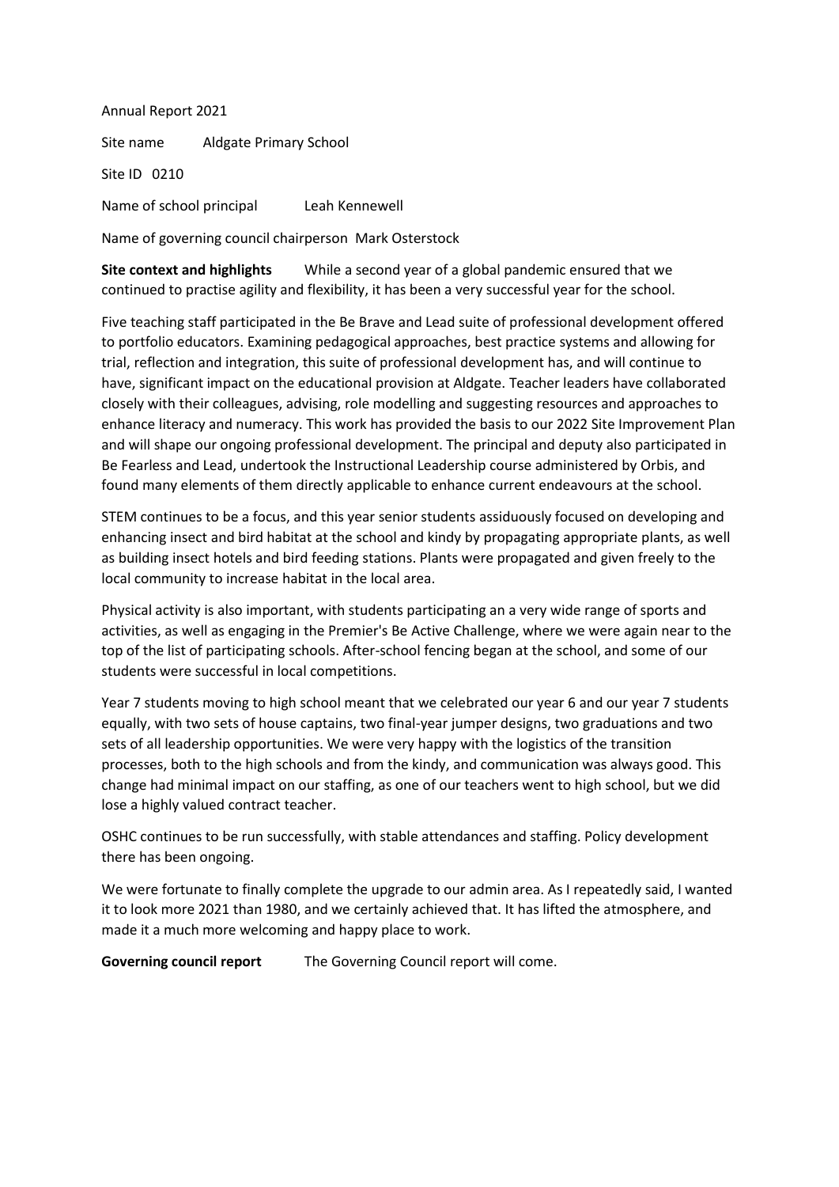Annual Report 2021

Site name Aldgate Primary School

Site ID 0210

Name of school principal Leah Kennewell

Name of governing council chairperson Mark Osterstock

**Site context and highlights** While a second year of a global pandemic ensured that we continued to practise agility and flexibility, it has been a very successful year for the school.

Five teaching staff participated in the Be Brave and Lead suite of professional development offered to portfolio educators. Examining pedagogical approaches, best practice systems and allowing for trial, reflection and integration, this suite of professional development has, and will continue to have, significant impact on the educational provision at Aldgate. Teacher leaders have collaborated closely with their colleagues, advising, role modelling and suggesting resources and approaches to enhance literacy and numeracy. This work has provided the basis to our 2022 Site Improvement Plan and will shape our ongoing professional development. The principal and deputy also participated in Be Fearless and Lead, undertook the Instructional Leadership course administered by Orbis, and found many elements of them directly applicable to enhance current endeavours at the school.

STEM continues to be a focus, and this year senior students assiduously focused on developing and enhancing insect and bird habitat at the school and kindy by propagating appropriate plants, as well as building insect hotels and bird feeding stations. Plants were propagated and given freely to the local community to increase habitat in the local area.

Physical activity is also important, with students participating an a very wide range of sports and activities, as well as engaging in the Premier's Be Active Challenge, where we were again near to the top of the list of participating schools. After-school fencing began at the school, and some of our students were successful in local competitions.

Year 7 students moving to high school meant that we celebrated our year 6 and our year 7 students equally, with two sets of house captains, two final-year jumper designs, two graduations and two sets of all leadership opportunities. We were very happy with the logistics of the transition processes, both to the high schools and from the kindy, and communication was always good. This change had minimal impact on our staffing, as one of our teachers went to high school, but we did lose a highly valued contract teacher.

OSHC continues to be run successfully, with stable attendances and staffing. Policy development there has been ongoing.

We were fortunate to finally complete the upgrade to our admin area. As I repeatedly said, I wanted it to look more 2021 than 1980, and we certainly achieved that. It has lifted the atmosphere, and made it a much more welcoming and happy place to work.

**Governing council report** The Governing Council report will come.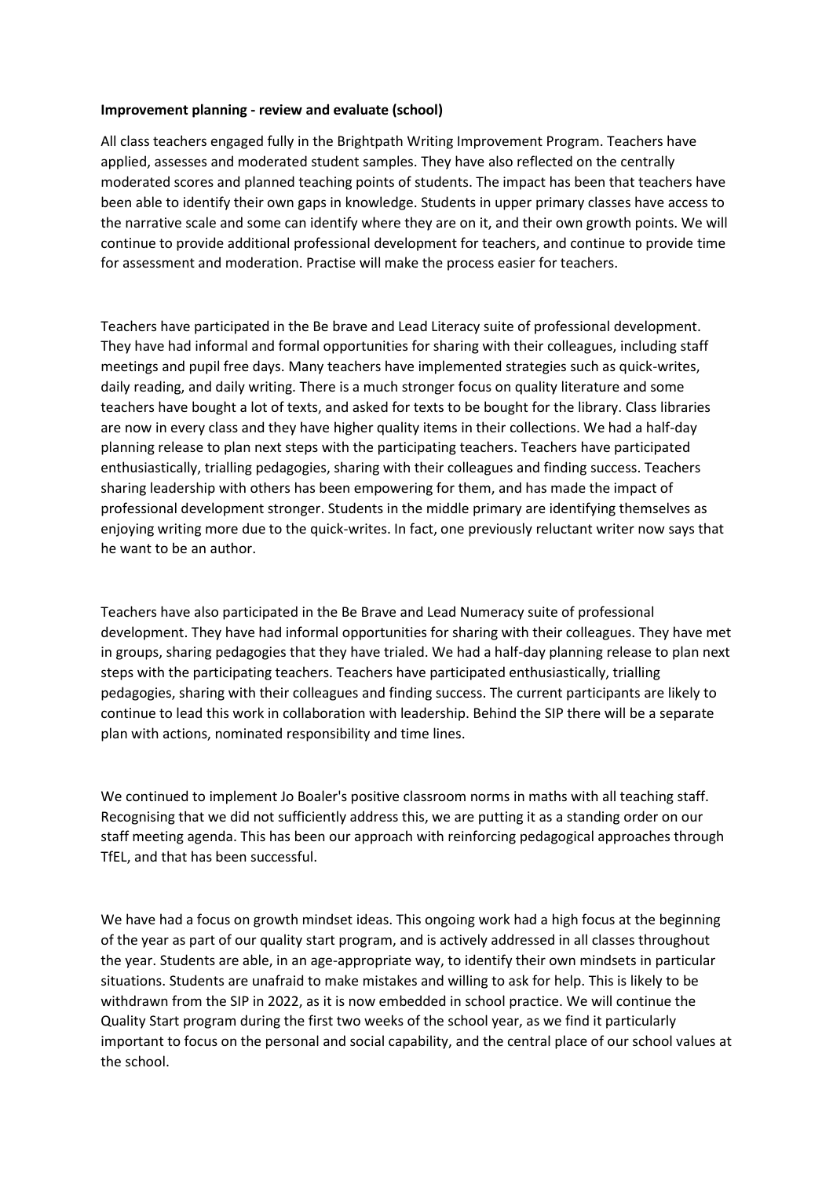**Improvement planning - review and evaluate (school)**

All class teachers engaged fully in the Brightpath Writing Improvement Program. Teachers have applied, assesses and moderated student samples. They have also reflected on the centrally moderated scores and planned teaching points of students. The impact has been that teachers have been able to identify their own gaps in knowledge. Students in upper primary classes have access to the narrative scale and some can identify where they are on it, and their own growth points. We will continue to provide additional professional development for teachers, and continue to provide time for assessment and moderation. Practise will make the process easier for teachers.

Teachers have participated in the Be brave and Lead Literacy suite of professional development. They have had informal and formal opportunities for sharing with their colleagues, including staff meetings and pupil free days. Many teachers have implemented strategies such as quick-writes, daily reading, and daily writing. There is a much stronger focus on quality literature and some teachers have bought a lot of texts, and asked for texts to be bought for the library. Class libraries are now in every class and they have higher quality items in their collections. We had a half-day planning release to plan next steps with the participating teachers. Teachers have participated enthusiastically, trialling pedagogies, sharing with their colleagues and finding success. Teachers sharing leadership with others has been empowering for them, and has made the impact of professional development stronger. Students in the middle primary are identifying themselves as enjoying writing more due to the quick-writes. In fact, one previously reluctant writer now says that he want to be an author.

Teachers have also participated in the Be Brave and Lead Numeracy suite of professional development. They have had informal opportunities for sharing with their colleagues. They have met in groups, sharing pedagogies that they have trialed. We had a half-day planning release to plan next steps with the participating teachers. Teachers have participated enthusiastically, trialling pedagogies, sharing with their colleagues and finding success. The current participants are likely to continue to lead this work in collaboration with leadership. Behind the SIP there will be a separate plan with actions, nominated responsibility and time lines.

We continued to implement Jo Boaler's positive classroom norms in maths with all teaching staff. Recognising that we did not sufficiently address this, we are putting it as a standing order on our staff meeting agenda. This has been our approach with reinforcing pedagogical approaches through TfEL, and that has been successful.

We have had a focus on growth mindset ideas. This ongoing work had a high focus at the beginning of the year as part of our quality start program, and is actively addressed in all classes throughout the year. Students are able, in an age-appropriate way, to identify their own mindsets in particular situations. Students are unafraid to make mistakes and willing to ask for help. This is likely to be withdrawn from the SIP in 2022, as it is now embedded in school practice. We will continue the Quality Start program during the first two weeks of the school year, as we find it particularly important to focus on the personal and social capability, and the central place of our school values at the school.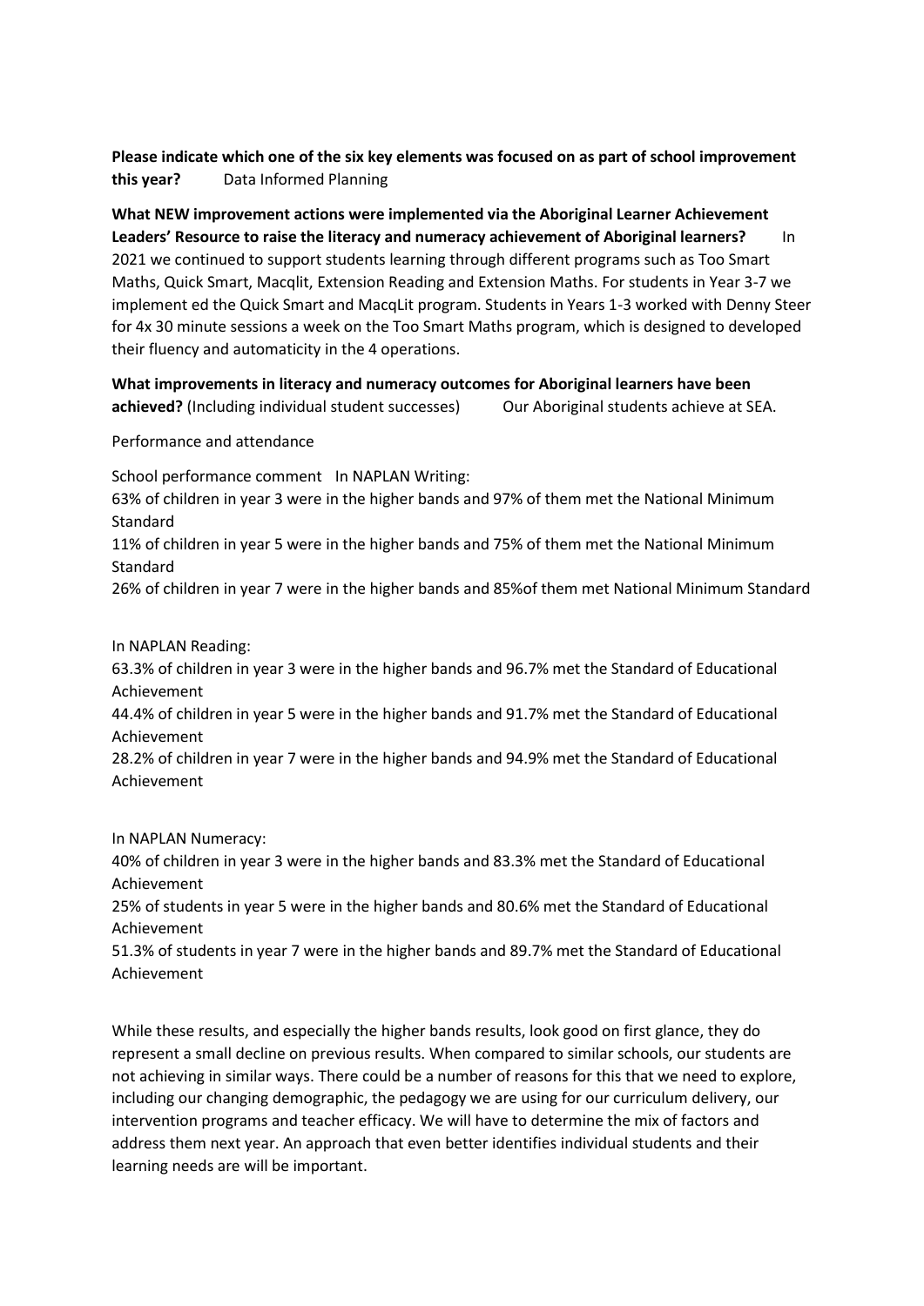**Please indicate which one of the six key elements was focused on as part of school improvement this year?** Data Informed Planning

**What NEW improvement actions were implemented via the Aboriginal Learner Achievement Leaders' Resource to raise the literacy and numeracy achievement of Aboriginal learners?** In 2021 we continued to support students learning through different programs such as Too Smart Maths, Quick Smart, Macqlit, Extension Reading and Extension Maths. For students in Year 3-7 we implement ed the Quick Smart and MacqLit program. Students in Years 1-3 worked with Denny Steer for 4x 30 minute sessions a week on the Too Smart Maths program, which is designed to developed their fluency and automaticity in the 4 operations.

**What improvements in literacy and numeracy outcomes for Aboriginal learners have been achieved?** (Including individual student successes) Our Aboriginal students achieve at SEA.

Performance and attendance

School performance comment In NAPLAN Writing:

63% of children in year 3 were in the higher bands and 97% of them met the National Minimum Standard

11% of children in year 5 were in the higher bands and 75% of them met the National Minimum Standard

26% of children in year 7 were in the higher bands and 85%of them met National Minimum Standard

In NAPLAN Reading:

63.3% of children in year 3 were in the higher bands and 96.7% met the Standard of Educational Achievement

44.4% of children in year 5 were in the higher bands and 91.7% met the Standard of Educational Achievement

28.2% of children in year 7 were in the higher bands and 94.9% met the Standard of Educational Achievement

In NAPLAN Numeracy:

40% of children in year 3 were in the higher bands and 83.3% met the Standard of Educational Achievement

25% of students in year 5 were in the higher bands and 80.6% met the Standard of Educational Achievement

51.3% of students in year 7 were in the higher bands and 89.7% met the Standard of Educational Achievement

While these results, and especially the higher bands results, look good on first glance, they do represent a small decline on previous results. When compared to similar schools, our students are not achieving in similar ways. There could be a number of reasons for this that we need to explore, including our changing demographic, the pedagogy we are using for our curriculum delivery, our intervention programs and teacher efficacy. We will have to determine the mix of factors and address them next year. An approach that even better identifies individual students and their learning needs are will be important.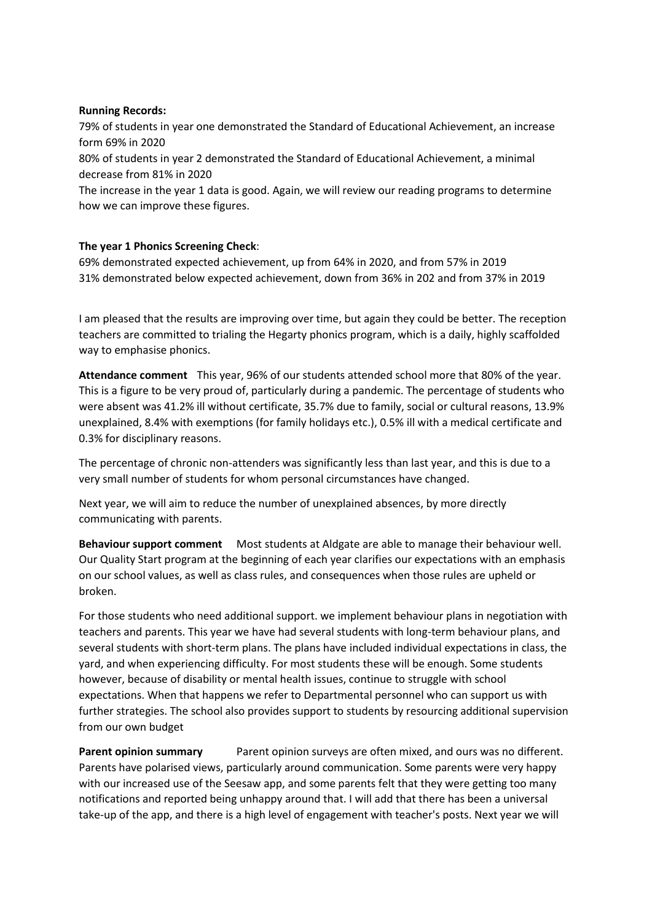**Running Records:**

79% of students in year one demonstrated the Standard of Educational Achievement, an increase form 69% in 2020

80% of students in year 2 demonstrated the Standard of Educational Achievement, a minimal decrease from 81% in 2020

The increase in the year 1 data is good. Again, we will review our reading programs to determine how we can improve these figures.

**The year 1 Phonics Screening Check**:

69% demonstrated expected achievement, up from 64% in 2020, and from 57% in 2019

31% demonstrated below expected achievement, down from 36% in 202 and from 37% in 2019

I am pleased that the results are improving over time, but again they could be better. The reception teachers are committed to trialing the Hegarty phonics program, which is a daily, highly scaffolded way to emphasise phonics.

**Attendance comment** This year, 96% of our students attended school more that 80% of the year. This is a figure to be very proud of, particularly during a pandemic. The percentage of students who were absent was 41.2% ill without certificate, 35.7% due to family, social or cultural reasons, 13.9% unexplained, 8.4% with exemptions (for family holidays etc.), 0.5% ill with a medical certificate and 0.3% for disciplinary reasons.

The percentage of chronic non-attenders was significantly less than last year, and this is due to a very small number of students for whom personal circumstances have changed.

Next year, we will aim to reduce the number of unexplained absences, by more directly communicating with parents.

**Behaviour support comment** Most students at Aldgate are able to manage their behaviour well. Our Quality Start program at the beginning of each year clarifies our expectations with an emphasis on our school values, as well as class rules, and consequences when those rules are upheld or broken.

For those students who need additional support. we implement behaviour plans in negotiation with teachers and parents. This year we have had several students with long-term behaviour plans, and several students with short-term plans. The plans have included individual expectations in class, the yard, and when experiencing difficulty. For most students these will be enough. Some students however, because of disability or mental health issues, continue to struggle with school expectations. When that happens we refer to Departmental personnel who can support us with further strategies. The school also provides support to students by resourcing additional supervision from our own budget

**Parent opinion summary** Parent opinion surveys are often mixed, and ours was no different. Parents have polarised views, particularly around communication. Some parents were very happy with our increased use of the Seesaw app, and some parents felt that they were getting too many notifications and reported being unhappy around that. I will add that there has been a universal take-up of the app, and there is a high level of engagement with teacher's posts. Next year we will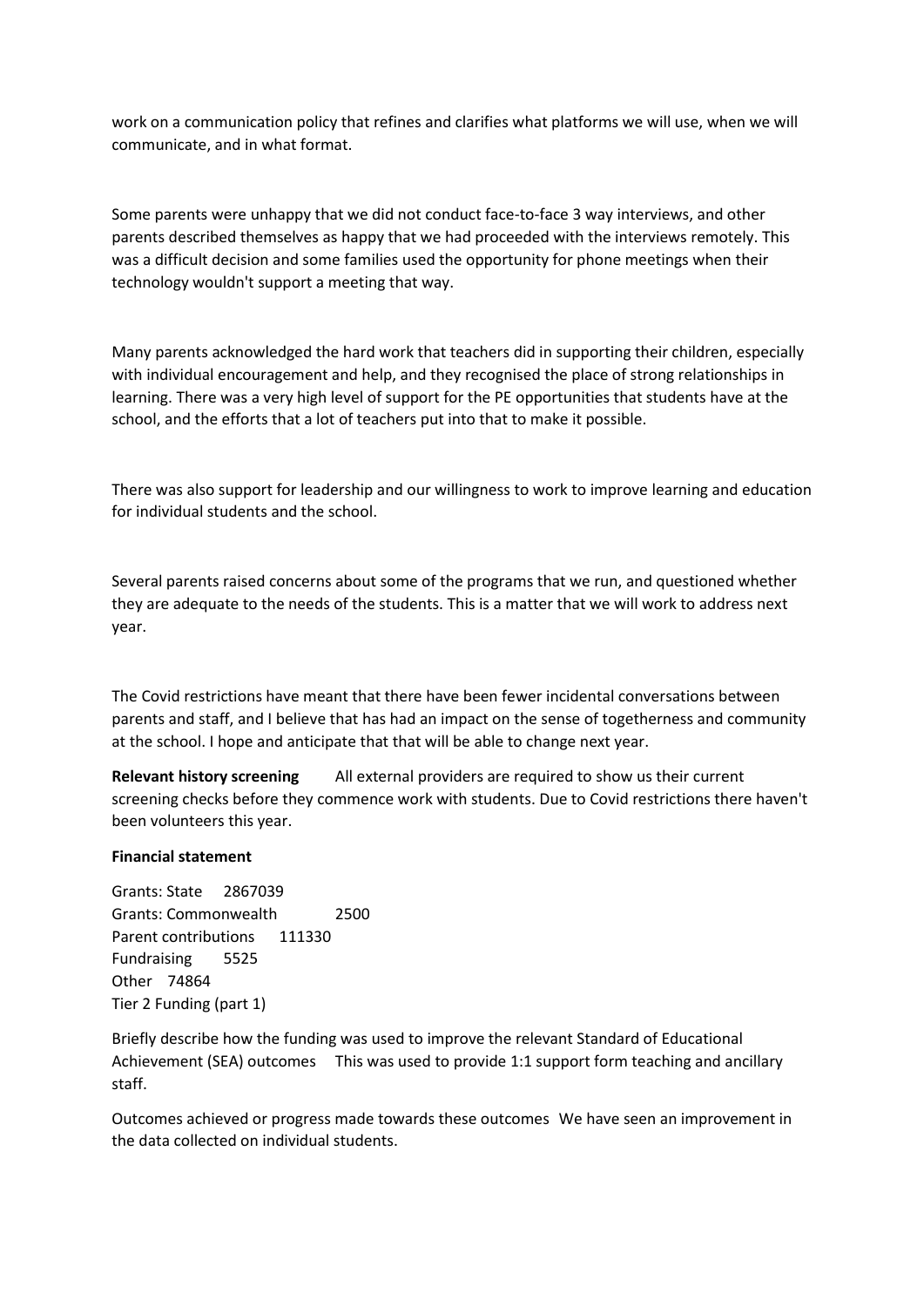work on a communication policy that refines and clarifies what platforms we will use, when we will communicate, and in what format.

Some parents were unhappy that we did not conduct face-to-face 3 way interviews, and other parents described themselves as happy that we had proceeded with the interviews remotely. This was a difficult decision and some families used the opportunity for phone meetings when their technology wouldn't support a meeting that way.

Many parents acknowledged the hard work that teachers did in supporting their children, especially with individual encouragement and help, and they recognised the place of strong relationships in learning. There was a very high level of support for the PE opportunities that students have at the school, and the efforts that a lot of teachers put into that to make it possible.

There was also support for leadership and our willingness to work to improve learning and education for individual students and the school.

Several parents raised concerns about some of the programs that we run, and questioned whether they are adequate to the needs of the students. This is a matter that we will work to address next year.

The Covid restrictions have meant that there have been fewer incidental conversations between parents and staff, and I believe that has had an impact on the sense of togetherness and community at the school. I hope and anticipate that that will be able to change next year.

**Relevant history screening** All external providers are required to show us their current screening checks before they commence work with students. Due to Covid restrictions there haven't been volunteers this year.

**Financial statement**

Grants: State 2867039
Grants: Commonwealth 2500
Parent contributions 111330
Fundraising 5525
Other 74864
Tier 2 Funding (part 1)

Briefly describe how the funding was used to improve the relevant Standard of Educational Achievement (SEA) outcomes This was used to provide 1:1 support form teaching and ancillary staff.

Outcomes achieved or progress made towards these outcomes We have seen an improvement in the data collected on individual students.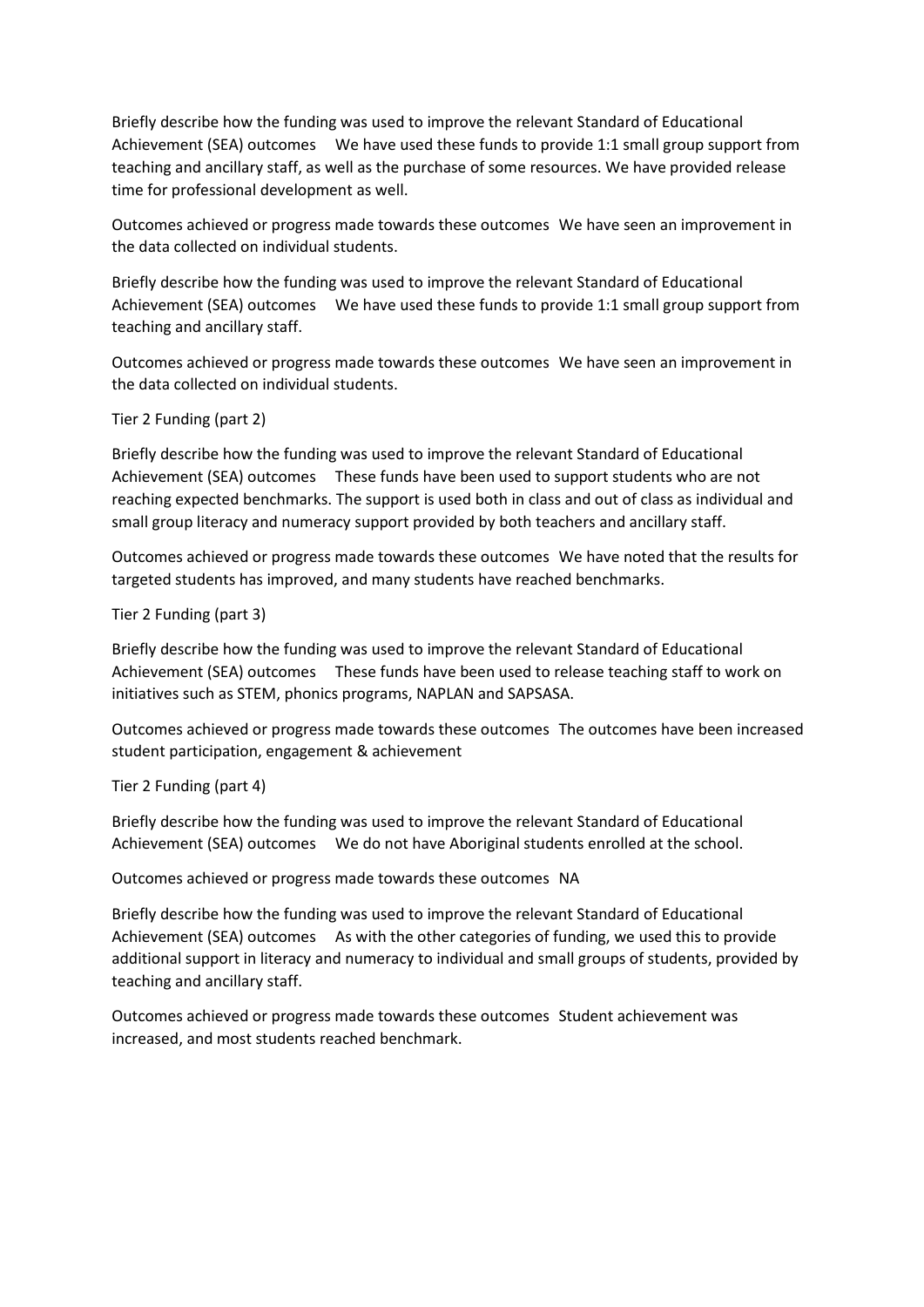Briefly describe how the funding was used to improve the relevant Standard of Educational Achievement (SEA) outcomes We have used these funds to provide 1:1 small group support from teaching and ancillary staff, as well as the purchase of some resources. We have provided release time for professional development as well.

Outcomes achieved or progress made towards these outcomes We have seen an improvement in the data collected on individual students.

Briefly describe how the funding was used to improve the relevant Standard of Educational Achievement (SEA) outcomes We have used these funds to provide 1:1 small group support from teaching and ancillary staff.

Outcomes achieved or progress made towards these outcomes We have seen an improvement in the data collected on individual students.

Tier 2 Funding (part 2)

Briefly describe how the funding was used to improve the relevant Standard of Educational Achievement (SEA) outcomes These funds have been used to support students who are not reaching expected benchmarks. The support is used both in class and out of class as individual and small group literacy and numeracy support provided by both teachers and ancillary staff.

Outcomes achieved or progress made towards these outcomes We have noted that the results for targeted students has improved, and many students have reached benchmarks.

Tier 2 Funding (part 3)

Briefly describe how the funding was used to improve the relevant Standard of Educational Achievement (SEA) outcomes These funds have been used to release teaching staff to work on initiatives such as STEM, phonics programs, NAPLAN and SAPSASA.

Outcomes achieved or progress made towards these outcomes The outcomes have been increased student participation, engagement & achievement

Tier 2 Funding (part 4)

Briefly describe how the funding was used to improve the relevant Standard of Educational Achievement (SEA) outcomes We do not have Aboriginal students enrolled at the school.

Outcomes achieved or progress made towards these outcomes NA

Briefly describe how the funding was used to improve the relevant Standard of Educational Achievement (SEA) outcomes As with the other categories of funding, we used this to provide additional support in literacy and numeracy to individual and small groups of students, provided by teaching and ancillary staff.

Outcomes achieved or progress made towards these outcomes Student achievement was increased, and most students reached benchmark.